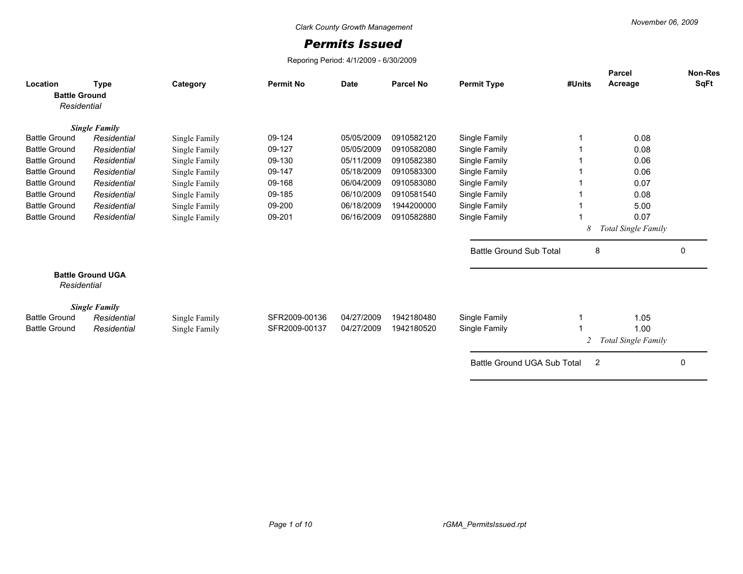*Clark County Growth Management*

# *Permits Issued*

Reporing Period: 4/1/2009 - 6/30/2009

November 06, 2009

| Location | Type | Category | Permit No | Date | Parcel No | Permit Type | #Units | Parcel Acreage | Non-Res SqFt |
|---|---|---|---|---|---|---|---|---|---|
| **Battle Ground** | | | | | | | | | |
| *Residential* | | | | | | | | | |
| ***Single Family*** | | | | | | | | | |
| Battle Ground | *Residential* | Single Family | 09-124 | 05/05/2009 | 0910582120 | Single Family | 1 | 0.08 | |
| Battle Ground | *Residential* | Single Family | 09-127 | 05/05/2009 | 0910582080 | Single Family | 1 | 0.08 | |
| Battle Ground | *Residential* | Single Family | 09-130 | 05/11/2009 | 0910582380 | Single Family | 1 | 0.06 | |
| Battle Ground | *Residential* | Single Family | 09-147 | 05/18/2009 | 0910583300 | Single Family | 1 | 0.06 | |
| Battle Ground | *Residential* | Single Family | 09-168 | 06/04/2009 | 0910583080 | Single Family | 1 | 0.07 | |
| Battle Ground | *Residential* | Single Family | 09-185 | 06/10/2009 | 0910581540 | Single Family | 1 | 0.08 | |
| Battle Ground | *Residential* | Single Family | 09-200 | 06/18/2009 | 1944200000 | Single Family | 1 | 5.00 | |
| Battle Ground | *Residential* | Single Family | 09-201 | 06/16/2009 | 0910582880 | Single Family | 1 | 0.07 | |
| | | | | | | | *8* | *Total Single Family* | |
| | | | | | | Battle Ground Sub Total | 8 | | 0 |
| **Battle Ground UGA** | | | | | | | | | |
| *Residential* | | | | | | | | | |
| ***Single Family*** | | | | | | | | | |
| Battle Ground | *Residential* | Single Family | SFR2009-00136 | 04/27/2009 | 1942180480 | Single Family | 1 | 1.05 | |
| Battle Ground | *Residential* | Single Family | SFR2009-00137 | 04/27/2009 | 1942180520 | Single Family | 1 | 1.00 | |
| | | | | | | | *2* | *Total Single Family* | |
| | | | | | | Battle Ground UGA Sub Total | 2 | | 0 |

rGMA_PermitsIssued.rpt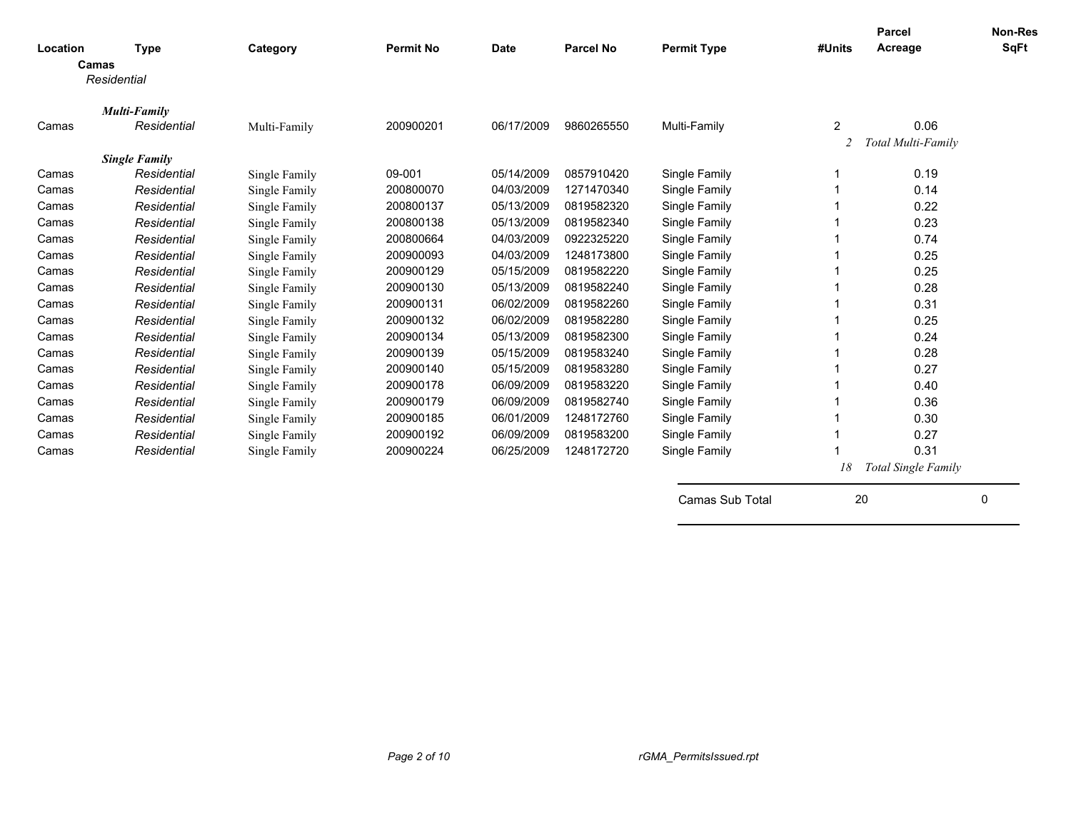| Location | Type | Category | Permit No | Date | Parcel No | Permit Type | #Units | Parcel Acreage | Non-Res SqFt |
|---|---|---|---|---|---|---|---|---|---|
| **Camas** | | | | | | | | | |
| *Residential* | | | | | | | | | |
| | ***Multi-Family*** | | | | | | | | |
| Camas | *Residential* | Multi-Family | 200900201 | 06/17/2009 | 9860265550 | Multi-Family | 2 | 0.06 | |
| | | | | | | | *2* | *Total Multi-Family* | |
| | ***Single Family*** | | | | | | | | |
| Camas | *Residential* | Single Family | 09-001 | 05/14/2009 | 0857910420 | Single Family | 1 | 0.19 | |
| Camas | *Residential* | Single Family | 200800070 | 04/03/2009 | 1271470340 | Single Family | 1 | 0.14 | |
| Camas | *Residential* | Single Family | 200800137 | 05/13/2009 | 0819582320 | Single Family | 1 | 0.22 | |
| Camas | *Residential* | Single Family | 200800138 | 05/13/2009 | 0819582340 | Single Family | 1 | 0.23 | |
| Camas | *Residential* | Single Family | 200800664 | 04/03/2009 | 0922325220 | Single Family | 1 | 0.74 | |
| Camas | *Residential* | Single Family | 200900093 | 04/03/2009 | 1248173800 | Single Family | 1 | 0.25 | |
| Camas | *Residential* | Single Family | 200900129 | 05/15/2009 | 0819582220 | Single Family | 1 | 0.25 | |
| Camas | *Residential* | Single Family | 200900130 | 05/13/2009 | 0819582240 | Single Family | 1 | 0.28 | |
| Camas | *Residential* | Single Family | 200900131 | 06/02/2009 | 0819582260 | Single Family | 1 | 0.31 | |
| Camas | *Residential* | Single Family | 200900132 | 06/02/2009 | 0819582280 | Single Family | 1 | 0.25 | |
| Camas | *Residential* | Single Family | 200900134 | 05/13/2009 | 0819582300 | Single Family | 1 | 0.24 | |
| Camas | *Residential* | Single Family | 200900139 | 05/15/2009 | 0819583240 | Single Family | 1 | 0.28 | |
| Camas | *Residential* | Single Family | 200900140 | 05/15/2009 | 0819583280 | Single Family | 1 | 0.27 | |
| Camas | *Residential* | Single Family | 200900178 | 06/09/2009 | 0819583220 | Single Family | 1 | 0.40 | |
| Camas | *Residential* | Single Family | 200900179 | 06/09/2009 | 0819582740 | Single Family | 1 | 0.36 | |
| Camas | *Residential* | Single Family | 200900185 | 06/01/2009 | 1248172760 | Single Family | 1 | 0.30 | |
| Camas | *Residential* | Single Family | 200900192 | 06/09/2009 | 0819583200 | Single Family | 1 | 0.27 | |
| Camas | *Residential* | Single Family | 200900224 | 06/25/2009 | 1248172720 | Single Family | 1 | 0.31 | |
| | | | | | | | *18* | *Total Single Family* | |
| | | | | | | Camas Sub Total | 20 | | 0 |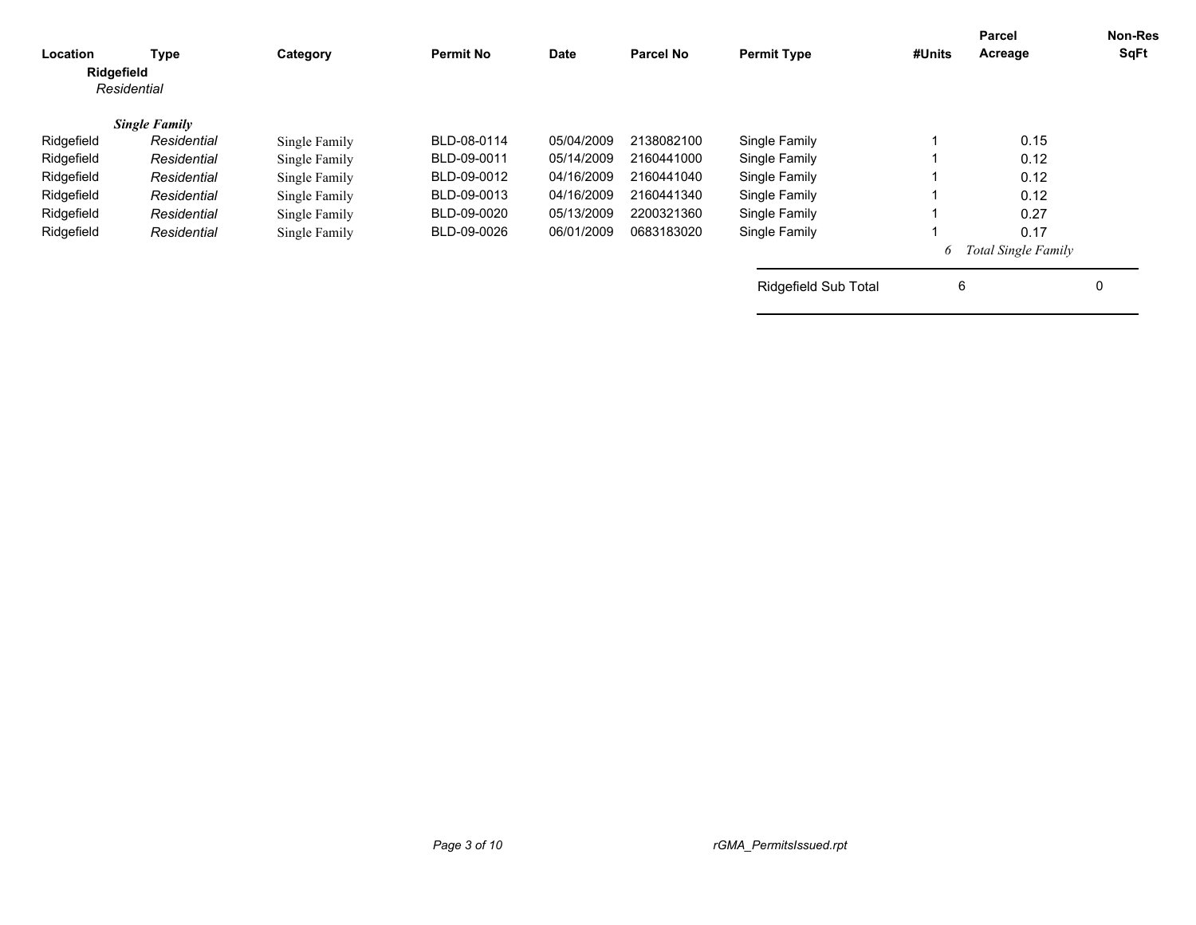| Location | Type | Category | Permit No | Date | Parcel No | Permit Type | #Units | Parcel Acreage | Non-Res SqFt |
|---|---|---|---|---|---|---|---|---|---|
| **Ridgefield** | | | | | | | | | |
| *Residential* | | | | | | | | | |
| ***Single Family*** | | | | | | | | | |
| Ridgefield | *Residential* | Single Family | BLD-08-0114 | 05/04/2009 | 2138082100 | Single Family | 1 | 0.15 | |
| Ridgefield | *Residential* | Single Family | BLD-09-0011 | 05/14/2009 | 2160441000 | Single Family | 1 | 0.12 | |
| Ridgefield | *Residential* | Single Family | BLD-09-0012 | 04/16/2009 | 2160441040 | Single Family | 1 | 0.12 | |
| Ridgefield | *Residential* | Single Family | BLD-09-0013 | 04/16/2009 | 2160441340 | Single Family | 1 | 0.12 | |
| Ridgefield | *Residential* | Single Family | BLD-09-0020 | 05/13/2009 | 2200321360 | Single Family | 1 | 0.27 | |
| Ridgefield | *Residential* | Single Family | BLD-09-0026 | 06/01/2009 | 0683183020 | Single Family | 1 | 0.17 | |
| | | | | | | | *6* | *Total Single Family* | |
| | | | | | | Ridgefield Sub Total | 6 | | 0 |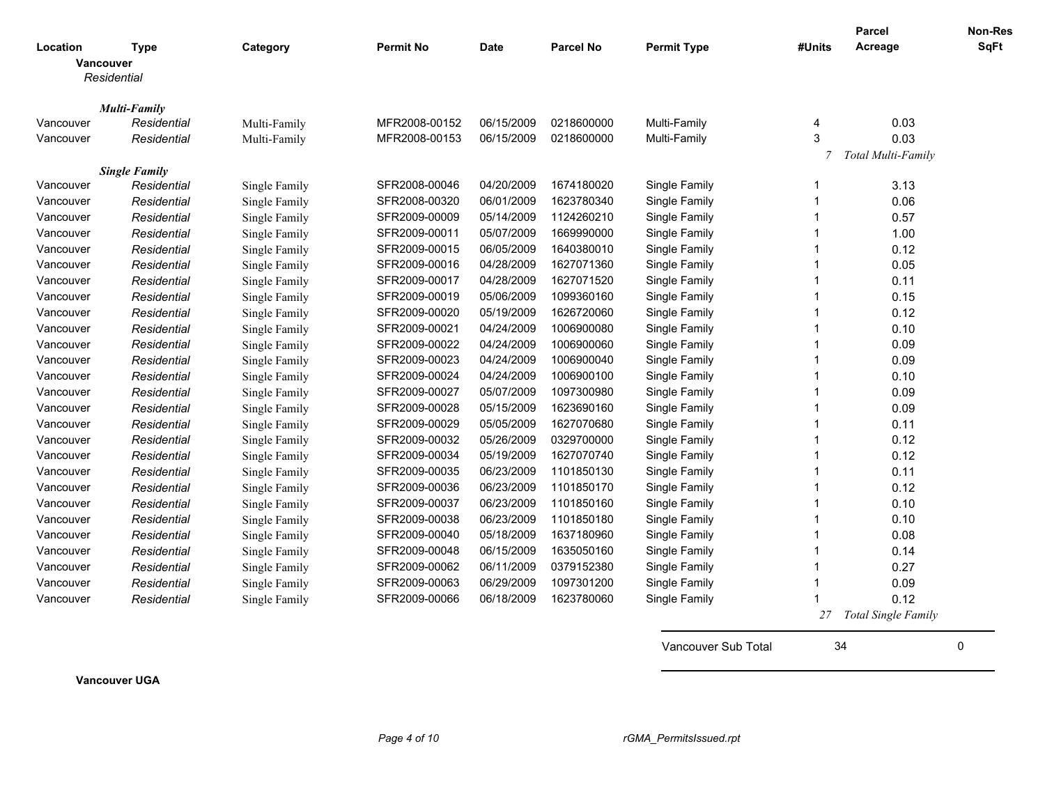| Location | Type | Category | Permit No | Date | Parcel No | Permit Type | #Units | Parcel Acreage | Non-Res SqFt |
|---|---|---|---|---|---|---|---|---|---|
| **Vancouver** | | | | | | | | | |
| *Residential* | | | | | | | | | |
| ***Multi-Family*** | | | | | | | | | |
| Vancouver | Residential | Multi-Family | MFR2008-00152 | 06/15/2009 | 0218600000 | Multi-Family | 4 | 0.03 | |
| Vancouver | Residential | Multi-Family | MFR2008-00153 | 06/15/2009 | 0218600000 | Multi-Family | 3 | 0.03 | |
| | | | | | | | 7 | *Total Multi-Family* | |
| ***Single Family*** | | | | | | | | | |
| Vancouver | Residential | Single Family | SFR2008-00046 | 04/20/2009 | 1674180020 | Single Family | 1 | 3.13 | |
| Vancouver | Residential | Single Family | SFR2008-00320 | 06/01/2009 | 1623780340 | Single Family | 1 | 0.06 | |
| Vancouver | Residential | Single Family | SFR2009-00009 | 05/14/2009 | 1124260210 | Single Family | 1 | 0.57 | |
| Vancouver | Residential | Single Family | SFR2009-00011 | 05/07/2009 | 1669990000 | Single Family | 1 | 1.00 | |
| Vancouver | Residential | Single Family | SFR2009-00015 | 06/05/2009 | 1640380010 | Single Family | 1 | 0.12 | |
| Vancouver | Residential | Single Family | SFR2009-00016 | 04/28/2009 | 1627071360 | Single Family | 1 | 0.05 | |
| Vancouver | Residential | Single Family | SFR2009-00017 | 04/28/2009 | 1627071520 | Single Family | 1 | 0.11 | |
| Vancouver | Residential | Single Family | SFR2009-00019 | 05/06/2009 | 1099360160 | Single Family | 1 | 0.15 | |
| Vancouver | Residential | Single Family | SFR2009-00020 | 05/19/2009 | 1626720060 | Single Family | 1 | 0.12 | |
| Vancouver | Residential | Single Family | SFR2009-00021 | 04/24/2009 | 1006900080 | Single Family | 1 | 0.10 | |
| Vancouver | Residential | Single Family | SFR2009-00022 | 04/24/2009 | 1006900060 | Single Family | 1 | 0.09 | |
| Vancouver | Residential | Single Family | SFR2009-00023 | 04/24/2009 | 1006900040 | Single Family | 1 | 0.09 | |
| Vancouver | Residential | Single Family | SFR2009-00024 | 04/24/2009 | 1006900100 | Single Family | 1 | 0.10 | |
| Vancouver | Residential | Single Family | SFR2009-00027 | 05/07/2009 | 1097300980 | Single Family | 1 | 0.09 | |
| Vancouver | Residential | Single Family | SFR2009-00028 | 05/15/2009 | 1623690160 | Single Family | 1 | 0.09 | |
| Vancouver | Residential | Single Family | SFR2009-00029 | 05/05/2009 | 1627070680 | Single Family | 1 | 0.11 | |
| Vancouver | Residential | Single Family | SFR2009-00032 | 05/26/2009 | 0329700000 | Single Family | 1 | 0.12 | |
| Vancouver | Residential | Single Family | SFR2009-00034 | 05/19/2009 | 1627070740 | Single Family | 1 | 0.12 | |
| Vancouver | Residential | Single Family | SFR2009-00035 | 06/23/2009 | 1101850130 | Single Family | 1 | 0.11 | |
| Vancouver | Residential | Single Family | SFR2009-00036 | 06/23/2009 | 1101850170 | Single Family | 1 | 0.12 | |
| Vancouver | Residential | Single Family | SFR2009-00037 | 06/23/2009 | 1101850160 | Single Family | 1 | 0.10 | |
| Vancouver | Residential | Single Family | SFR2009-00038 | 06/23/2009 | 1101850180 | Single Family | 1 | 0.10 | |
| Vancouver | Residential | Single Family | SFR2009-00040 | 05/18/2009 | 1637180960 | Single Family | 1 | 0.08 | |
| Vancouver | Residential | Single Family | SFR2009-00048 | 06/15/2009 | 1635050160 | Single Family | 1 | 0.14 | |
| Vancouver | Residential | Single Family | SFR2009-00062 | 06/11/2009 | 0379152380 | Single Family | 1 | 0.27 | |
| Vancouver | Residential | Single Family | SFR2009-00063 | 06/29/2009 | 1097301200 | Single Family | 1 | 0.09 | |
| Vancouver | Residential | Single Family | SFR2009-00066 | 06/18/2009 | 1623780060 | Single Family | 1 | 0.12 | |
| | | | | | | | 27 | *Total Single Family* | |
| | | | | | | Vancouver Sub Total | 34 | | 0 |

**Vancouver UGA**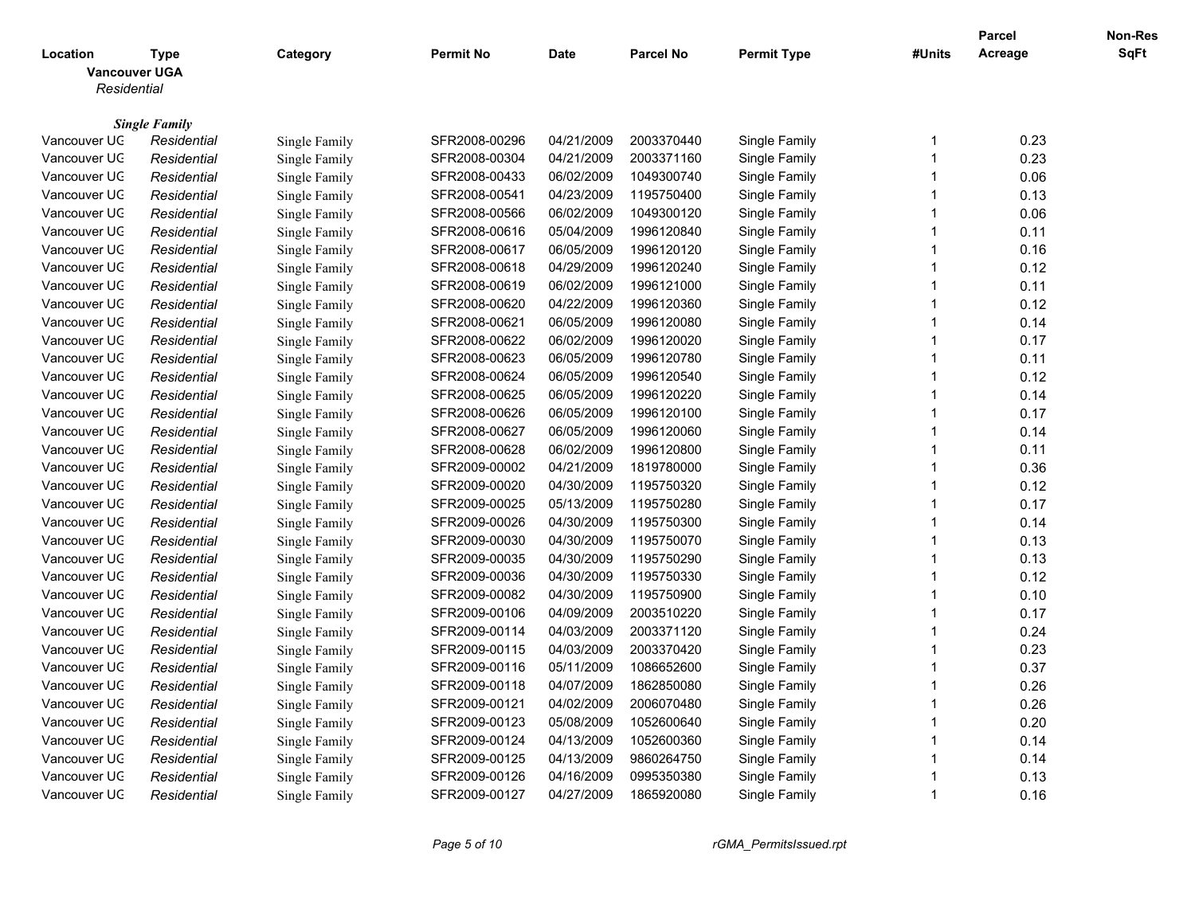| Location | Type | Category | Permit No | Date | Parcel No | Permit Type | #Units | Parcel Acreage | Non-Res SqFt |
|---|---|---|---|---|---|---|---|---|---|

**Vancouver UGA**

*Residential*

***Single Family***

| Location | Type | Category | Permit No | Date | Parcel No | Permit Type | #Units | Parcel Acreage | Non-Res SqFt |
|---|---|---|---|---|---|---|---|---|---|
| Vancouver UG | *Residential* | Single Family | SFR2008-00296 | 04/21/2009 | 2003370440 | Single Family | 1 | 0.23 | |
| Vancouver UG | *Residential* | Single Family | SFR2008-00304 | 04/21/2009 | 2003371160 | Single Family | 1 | 0.23 | |
| Vancouver UG | *Residential* | Single Family | SFR2008-00433 | 06/02/2009 | 1049300740 | Single Family | 1 | 0.06 | |
| Vancouver UG | *Residential* | Single Family | SFR2008-00541 | 04/23/2009 | 1195750400 | Single Family | 1 | 0.13 | |
| Vancouver UG | *Residential* | Single Family | SFR2008-00566 | 06/02/2009 | 1049300120 | Single Family | 1 | 0.06 | |
| Vancouver UG | *Residential* | Single Family | SFR2008-00616 | 05/04/2009 | 1996120840 | Single Family | 1 | 0.11 | |
| Vancouver UG | *Residential* | Single Family | SFR2008-00617 | 06/05/2009 | 1996120120 | Single Family | 1 | 0.16 | |
| Vancouver UG | *Residential* | Single Family | SFR2008-00618 | 04/29/2009 | 1996120240 | Single Family | 1 | 0.12 | |
| Vancouver UG | *Residential* | Single Family | SFR2008-00619 | 06/02/2009 | 1996121000 | Single Family | 1 | 0.11 | |
| Vancouver UG | *Residential* | Single Family | SFR2008-00620 | 04/22/2009 | 1996120360 | Single Family | 1 | 0.12 | |
| Vancouver UG | *Residential* | Single Family | SFR2008-00621 | 06/05/2009 | 1996120080 | Single Family | 1 | 0.14 | |
| Vancouver UG | *Residential* | Single Family | SFR2008-00622 | 06/02/2009 | 1996120020 | Single Family | 1 | 0.17 | |
| Vancouver UG | *Residential* | Single Family | SFR2008-00623 | 06/05/2009 | 1996120780 | Single Family | 1 | 0.11 | |
| Vancouver UG | *Residential* | Single Family | SFR2008-00624 | 06/05/2009 | 1996120540 | Single Family | 1 | 0.12 | |
| Vancouver UG | *Residential* | Single Family | SFR2008-00625 | 06/05/2009 | 1996120220 | Single Family | 1 | 0.14 | |
| Vancouver UG | *Residential* | Single Family | SFR2008-00626 | 06/05/2009 | 1996120100 | Single Family | 1 | 0.17 | |
| Vancouver UG | *Residential* | Single Family | SFR2008-00627 | 06/05/2009 | 1996120060 | Single Family | 1 | 0.14 | |
| Vancouver UG | *Residential* | Single Family | SFR2008-00628 | 06/02/2009 | 1996120800 | Single Family | 1 | 0.11 | |
| Vancouver UG | *Residential* | Single Family | SFR2009-00002 | 04/21/2009 | 1819780000 | Single Family | 1 | 0.36 | |
| Vancouver UG | *Residential* | Single Family | SFR2009-00020 | 04/30/2009 | 1195750320 | Single Family | 1 | 0.12 | |
| Vancouver UG | *Residential* | Single Family | SFR2009-00025 | 05/13/2009 | 1195750280 | Single Family | 1 | 0.17 | |
| Vancouver UG | *Residential* | Single Family | SFR2009-00026 | 04/30/2009 | 1195750300 | Single Family | 1 | 0.14 | |
| Vancouver UG | *Residential* | Single Family | SFR2009-00030 | 04/30/2009 | 1195750070 | Single Family | 1 | 0.13 | |
| Vancouver UG | *Residential* | Single Family | SFR2009-00035 | 04/30/2009 | 1195750290 | Single Family | 1 | 0.13 | |
| Vancouver UG | *Residential* | Single Family | SFR2009-00036 | 04/30/2009 | 1195750330 | Single Family | 1 | 0.12 | |
| Vancouver UG | *Residential* | Single Family | SFR2009-00082 | 04/30/2009 | 1195750900 | Single Family | 1 | 0.10 | |
| Vancouver UG | *Residential* | Single Family | SFR2009-00106 | 04/09/2009 | 2003510220 | Single Family | 1 | 0.17 | |
| Vancouver UG | *Residential* | Single Family | SFR2009-00114 | 04/03/2009 | 2003371120 | Single Family | 1 | 0.24 | |
| Vancouver UG | *Residential* | Single Family | SFR2009-00115 | 04/03/2009 | 2003370420 | Single Family | 1 | 0.23 | |
| Vancouver UG | *Residential* | Single Family | SFR2009-00116 | 05/11/2009 | 1086652600 | Single Family | 1 | 0.37 | |
| Vancouver UG | *Residential* | Single Family | SFR2009-00118 | 04/07/2009 | 1862850080 | Single Family | 1 | 0.26 | |
| Vancouver UG | *Residential* | Single Family | SFR2009-00121 | 04/02/2009 | 2006070480 | Single Family | 1 | 0.26 | |
| Vancouver UG | *Residential* | Single Family | SFR2009-00123 | 05/08/2009 | 1052600640 | Single Family | 1 | 0.20 | |
| Vancouver UG | *Residential* | Single Family | SFR2009-00124 | 04/13/2009 | 1052600360 | Single Family | 1 | 0.14 | |
| Vancouver UG | *Residential* | Single Family | SFR2009-00125 | 04/13/2009 | 9860264750 | Single Family | 1 | 0.14 | |
| Vancouver UG | *Residential* | Single Family | SFR2009-00126 | 04/16/2009 | 0995350380 | Single Family | 1 | 0.13 | |
| Vancouver UG | *Residential* | Single Family | SFR2009-00127 | 04/27/2009 | 1865920080 | Single Family | 1 | 0.16 | |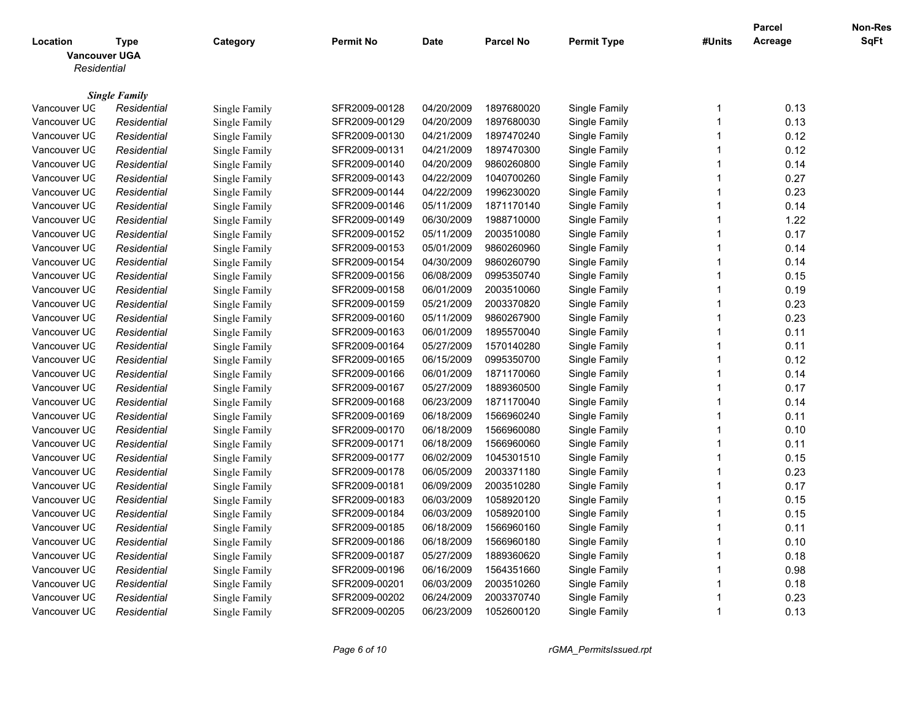| Location | Type | Category | Permit No | Date | Parcel No | Permit Type | #Units | Parcel Acreage | Non-Res SqFt |
|---|---|---|---|---|---|---|---|---|---|
| **Vancouver UGA** | | | | | | | | | |
| *Residential* | | | | | | | | | |
| | ***Single Family*** | | | | | | | | |
| Vancouver UG | *Residential* | Single Family | SFR2009-00128 | 04/20/2009 | 1897680020 | Single Family | 1 | 0.13 | |
| Vancouver UG | *Residential* | Single Family | SFR2009-00129 | 04/20/2009 | 1897680030 | Single Family | 1 | 0.13 | |
| Vancouver UG | *Residential* | Single Family | SFR2009-00130 | 04/21/2009 | 1897470240 | Single Family | 1 | 0.12 | |
| Vancouver UG | *Residential* | Single Family | SFR2009-00131 | 04/21/2009 | 1897470300 | Single Family | 1 | 0.12 | |
| Vancouver UG | *Residential* | Single Family | SFR2009-00140 | 04/20/2009 | 9860260800 | Single Family | 1 | 0.14 | |
| Vancouver UG | *Residential* | Single Family | SFR2009-00143 | 04/22/2009 | 1040700260 | Single Family | 1 | 0.27 | |
| Vancouver UG | *Residential* | Single Family | SFR2009-00144 | 04/22/2009 | 1996230020 | Single Family | 1 | 0.23 | |
| Vancouver UG | *Residential* | Single Family | SFR2009-00146 | 05/11/2009 | 1871170140 | Single Family | 1 | 0.14 | |
| Vancouver UG | *Residential* | Single Family | SFR2009-00149 | 06/30/2009 | 1988710000 | Single Family | 1 | 1.22 | |
| Vancouver UG | *Residential* | Single Family | SFR2009-00152 | 05/11/2009 | 2003510080 | Single Family | 1 | 0.17 | |
| Vancouver UG | *Residential* | Single Family | SFR2009-00153 | 05/01/2009 | 9860260960 | Single Family | 1 | 0.14 | |
| Vancouver UG | *Residential* | Single Family | SFR2009-00154 | 04/30/2009 | 9860260790 | Single Family | 1 | 0.14 | |
| Vancouver UG | *Residential* | Single Family | SFR2009-00156 | 06/08/2009 | 0995350740 | Single Family | 1 | 0.15 | |
| Vancouver UG | *Residential* | Single Family | SFR2009-00158 | 06/01/2009 | 2003510060 | Single Family | 1 | 0.19 | |
| Vancouver UG | *Residential* | Single Family | SFR2009-00159 | 05/21/2009 | 2003370820 | Single Family | 1 | 0.23 | |
| Vancouver UG | *Residential* | Single Family | SFR2009-00160 | 05/11/2009 | 9860267900 | Single Family | 1 | 0.23 | |
| Vancouver UG | *Residential* | Single Family | SFR2009-00163 | 06/01/2009 | 1895570040 | Single Family | 1 | 0.11 | |
| Vancouver UG | *Residential* | Single Family | SFR2009-00164 | 05/27/2009 | 1570140280 | Single Family | 1 | 0.11 | |
| Vancouver UG | *Residential* | Single Family | SFR2009-00165 | 06/15/2009 | 0995350700 | Single Family | 1 | 0.12 | |
| Vancouver UG | *Residential* | Single Family | SFR2009-00166 | 06/01/2009 | 1871170060 | Single Family | 1 | 0.14 | |
| Vancouver UG | *Residential* | Single Family | SFR2009-00167 | 05/27/2009 | 1889360500 | Single Family | 1 | 0.17 | |
| Vancouver UG | *Residential* | Single Family | SFR2009-00168 | 06/23/2009 | 1871170040 | Single Family | 1 | 0.14 | |
| Vancouver UG | *Residential* | Single Family | SFR2009-00169 | 06/18/2009 | 1566960240 | Single Family | 1 | 0.11 | |
| Vancouver UG | *Residential* | Single Family | SFR2009-00170 | 06/18/2009 | 1566960080 | Single Family | 1 | 0.10 | |
| Vancouver UG | *Residential* | Single Family | SFR2009-00171 | 06/18/2009 | 1566960060 | Single Family | 1 | 0.11 | |
| Vancouver UG | *Residential* | Single Family | SFR2009-00177 | 06/02/2009 | 1045301510 | Single Family | 1 | 0.15 | |
| Vancouver UG | *Residential* | Single Family | SFR2009-00178 | 06/05/2009 | 2003371180 | Single Family | 1 | 0.23 | |
| Vancouver UG | *Residential* | Single Family | SFR2009-00181 | 06/09/2009 | 2003510280 | Single Family | 1 | 0.17 | |
| Vancouver UG | *Residential* | Single Family | SFR2009-00183 | 06/03/2009 | 1058920120 | Single Family | 1 | 0.15 | |
| Vancouver UG | *Residential* | Single Family | SFR2009-00184 | 06/03/2009 | 1058920100 | Single Family | 1 | 0.15 | |
| Vancouver UG | *Residential* | Single Family | SFR2009-00185 | 06/18/2009 | 1566960160 | Single Family | 1 | 0.11 | |
| Vancouver UG | *Residential* | Single Family | SFR2009-00186 | 06/18/2009 | 1566960180 | Single Family | 1 | 0.10 | |
| Vancouver UG | *Residential* | Single Family | SFR2009-00187 | 05/27/2009 | 1889360620 | Single Family | 1 | 0.18 | |
| Vancouver UG | *Residential* | Single Family | SFR2009-00196 | 06/16/2009 | 1564351660 | Single Family | 1 | 0.98 | |
| Vancouver UG | *Residential* | Single Family | SFR2009-00201 | 06/03/2009 | 2003510260 | Single Family | 1 | 0.18 | |
| Vancouver UG | *Residential* | Single Family | SFR2009-00202 | 06/24/2009 | 2003370740 | Single Family | 1 | 0.23 | |
| Vancouver UG | *Residential* | Single Family | SFR2009-00205 | 06/23/2009 | 1052600120 | Single Family | 1 | 0.13 | |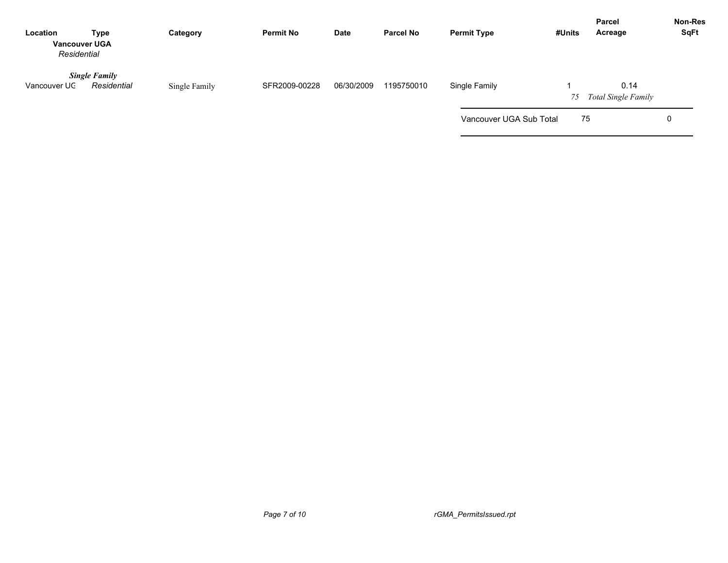| Location | Type | Category | Permit No | Date | Parcel No | Permit Type | #Units | Parcel Acreage | Non-Res SqFt |
|---|---|---|---|---|---|---|---|---|---|
| **Vancouver UGA** | | | | | | | | | |
| *Residential* | | | | | | | | | |
| | ***Single Family*** | | | | | | | | |
| Vancouver UG | *Residential* | Single Family | SFR2009-00228 | 06/30/2009 | 1195750010 | Single Family | 1 | 0.14 | |
| | | | | | | | *75* | *Total Single Family* | |
| | | | | | | Vancouver UGA Sub Total | 75 | | 0 |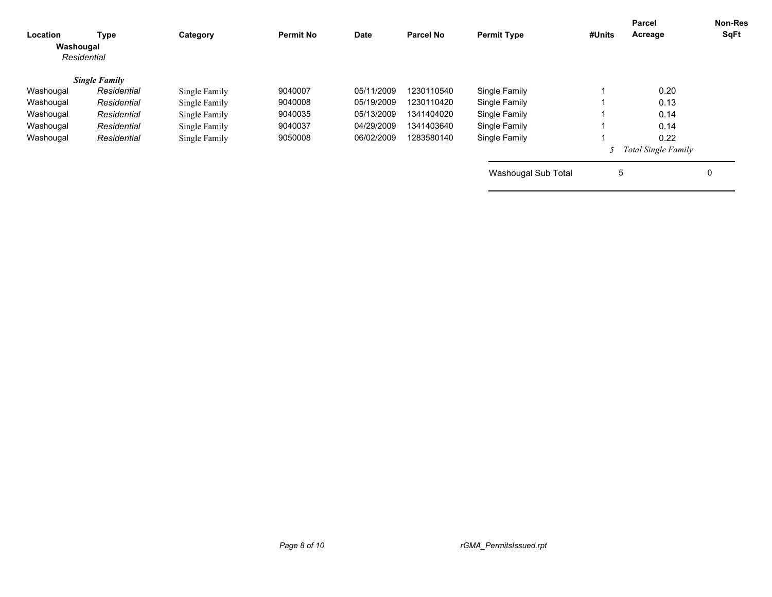| Location | Type | Category | Permit No | Date | Parcel No | Permit Type | #Units | Parcel Acreage | Non-Res SqFt |
|---|---|---|---|---|---|---|---|---|---|
| **Washougal** | | | | | | | | | |
| *Residential* | | | | | | | | | |
| | ***Single Family*** | | | | | | | | |
| Washougal | *Residential* | Single Family | 9040007 | 05/11/2009 | 1230110540 | Single Family | 1 | 0.20 | |
| Washougal | *Residential* | Single Family | 9040008 | 05/19/2009 | 1230110420 | Single Family | 1 | 0.13 | |
| Washougal | *Residential* | Single Family | 9040035 | 05/13/2009 | 1341404020 | Single Family | 1 | 0.14 | |
| Washougal | *Residential* | Single Family | 9040037 | 04/29/2009 | 1341403640 | Single Family | 1 | 0.14 | |
| Washougal | *Residential* | Single Family | 9050008 | 06/02/2009 | 1283580140 | Single Family | 1 | 0.22 | |
| | | | | | | | *5* | *Total Single Family* | |
| | | | | | | Washougal Sub Total | 5 | | 0 |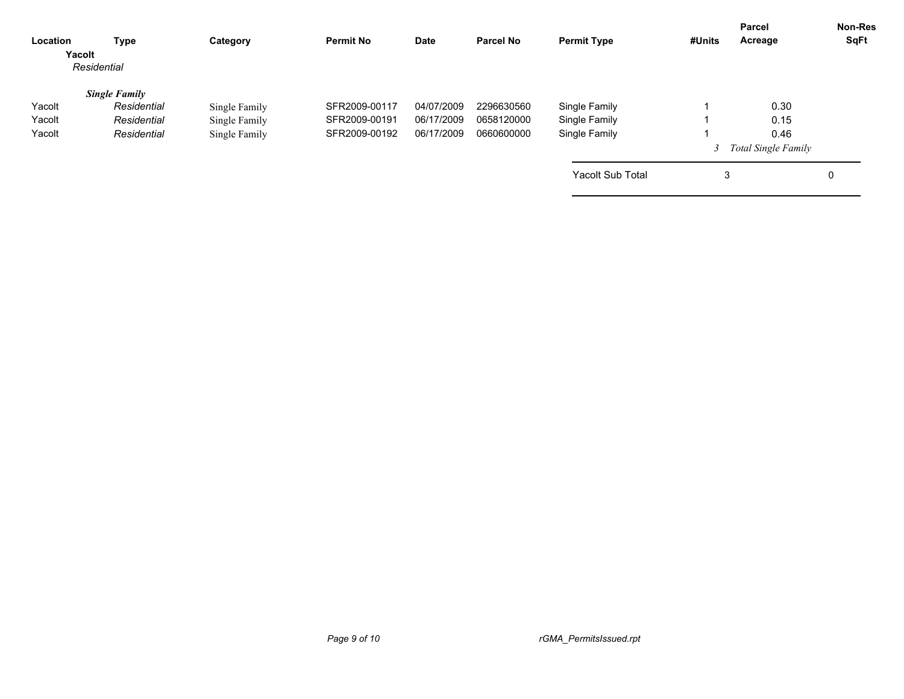| Location | Type | Category | Permit No | Date | Parcel No | Permit Type | #Units | Parcel Acreage | Non-Res SqFt |
|---|---|---|---|---|---|---|---|---|---|
| **Yacolt** | | | | | | | | | |
| *Residential* | | | | | | | | | |
| | ***Single Family*** | | | | | | | | |
| Yacolt | *Residential* | Single Family | SFR2009-00117 | 04/07/2009 | 2296630560 | Single Family | 1 | 0.30 | |
| Yacolt | *Residential* | Single Family | SFR2009-00191 | 06/17/2009 | 0658120000 | Single Family | 1 | 0.15 | |
| Yacolt | *Residential* | Single Family | SFR2009-00192 | 06/17/2009 | 0660600000 | Single Family | 1 | 0.46 | |
| | | | | | | | *3* | *Total Single Family* | |
| | | | | | | Yacolt Sub Total | 3 | | 0 |

rGMA_PermitsIssued.rpt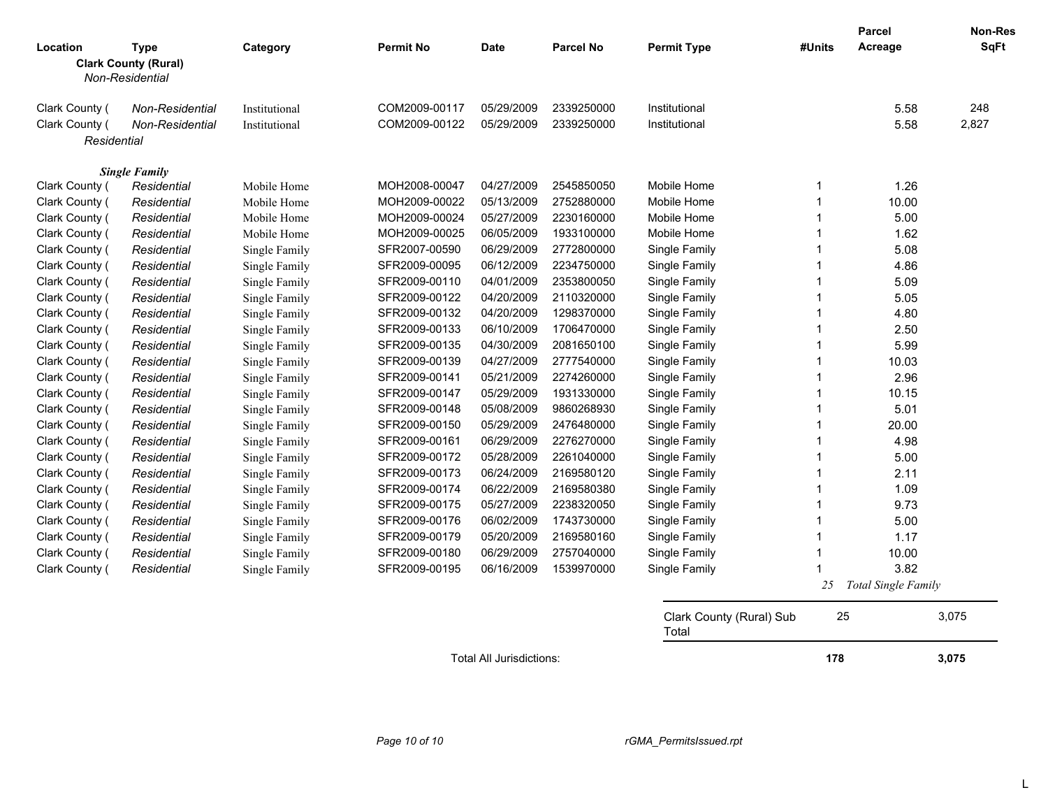| Location | Type | Category | Permit No | Date | Parcel No | Permit Type | #Units | Parcel Acreage | Non-Res SqFt |
|---|---|---|---|---|---|---|---|---|---|
| **Clark County (Rural)** | | | | | | | | | |
| *Non-Residential* | | | | | | | | | |
| Clark County ( | *Non-Residential* | Institutional | COM2009-00117 | 05/29/2009 | 2339250000 | Institutional | | 5.58 | 248 |
| Clark County ( | *Non-Residential* | Institutional | COM2009-00122 | 05/29/2009 | 2339250000 | Institutional | | 5.58 | 2,827 |
| *Residential* | | | | | | | | | |
| ***Single Family*** | | | | | | | | | |
| Clark County ( | *Residential* | Mobile Home | MOH2008-00047 | 04/27/2009 | 2545850050 | Mobile Home | 1 | 1.26 | |
| Clark County ( | *Residential* | Mobile Home | MOH2009-00022 | 05/13/2009 | 2752880000 | Mobile Home | 1 | 10.00 | |
| Clark County ( | *Residential* | Mobile Home | MOH2009-00024 | 05/27/2009 | 2230160000 | Mobile Home | 1 | 5.00 | |
| Clark County ( | *Residential* | Mobile Home | MOH2009-00025 | 06/05/2009 | 1933100000 | Mobile Home | 1 | 1.62 | |
| Clark County ( | *Residential* | Single Family | SFR2007-00590 | 06/29/2009 | 2772800000 | Single Family | 1 | 5.08 | |
| Clark County ( | *Residential* | Single Family | SFR2009-00095 | 06/12/2009 | 2234750000 | Single Family | 1 | 4.86 | |
| Clark County ( | *Residential* | Single Family | SFR2009-00110 | 04/01/2009 | 2353800050 | Single Family | 1 | 5.09 | |
| Clark County ( | *Residential* | Single Family | SFR2009-00122 | 04/20/2009 | 2110320000 | Single Family | 1 | 5.05 | |
| Clark County ( | *Residential* | Single Family | SFR2009-00132 | 04/20/2009 | 1298370000 | Single Family | 1 | 4.80 | |
| Clark County ( | *Residential* | Single Family | SFR2009-00133 | 06/10/2009 | 1706470000 | Single Family | 1 | 2.50 | |
| Clark County ( | *Residential* | Single Family | SFR2009-00135 | 04/30/2009 | 2081650100 | Single Family | 1 | 5.99 | |
| Clark County ( | *Residential* | Single Family | SFR2009-00139 | 04/27/2009 | 2777540000 | Single Family | 1 | 10.03 | |
| Clark County ( | *Residential* | Single Family | SFR2009-00141 | 05/21/2009 | 2274260000 | Single Family | 1 | 2.96 | |
| Clark County ( | *Residential* | Single Family | SFR2009-00147 | 05/29/2009 | 1931330000 | Single Family | 1 | 10.15 | |
| Clark County ( | *Residential* | Single Family | SFR2009-00148 | 05/08/2009 | 9860268930 | Single Family | 1 | 5.01 | |
| Clark County ( | *Residential* | Single Family | SFR2009-00150 | 05/29/2009 | 2476480000 | Single Family | 1 | 20.00 | |
| Clark County ( | *Residential* | Single Family | SFR2009-00161 | 06/29/2009 | 2276270000 | Single Family | 1 | 4.98 | |
| Clark County ( | *Residential* | Single Family | SFR2009-00172 | 05/28/2009 | 2261040000 | Single Family | 1 | 5.00 | |
| Clark County ( | *Residential* | Single Family | SFR2009-00173 | 06/24/2009 | 2169580120 | Single Family | 1 | 2.11 | |
| Clark County ( | *Residential* | Single Family | SFR2009-00174 | 06/22/2009 | 2169580380 | Single Family | 1 | 1.09 | |
| Clark County ( | *Residential* | Single Family | SFR2009-00175 | 05/27/2009 | 2238320050 | Single Family | 1 | 9.73 | |
| Clark County ( | *Residential* | Single Family | SFR2009-00176 | 06/02/2009 | 1743730000 | Single Family | 1 | 5.00 | |
| Clark County ( | *Residential* | Single Family | SFR2009-00179 | 05/20/2009 | 2169580160 | Single Family | 1 | 1.17 | |
| Clark County ( | *Residential* | Single Family | SFR2009-00180 | 06/29/2009 | 2757040000 | Single Family | 1 | 10.00 | |
| Clark County ( | *Residential* | Single Family | SFR2009-00195 | 06/16/2009 | 1539970000 | Single Family | 1 | 3.82 | |
| | | | | | | | *25* | *Total Single Family* | |
| | | | | | | Clark County (Rural) Sub Total | 25 | | 3,075 |
| | | | | Total All Jurisdictions: | | | **178** | | **3,075** |